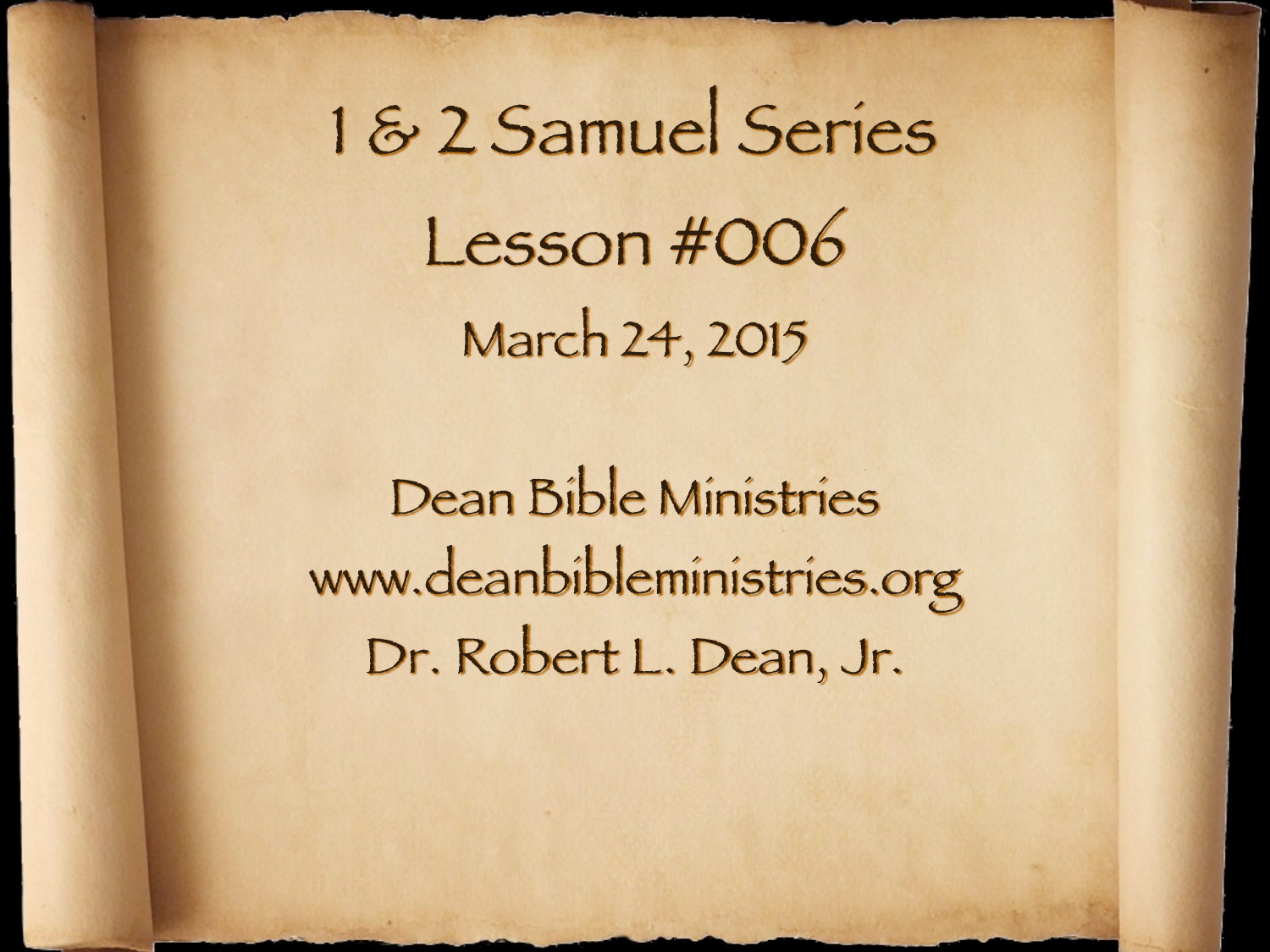# 1 & 2 Samuel Series

## Lesson #006

March 24, 2015

Dean Bible Ministries

www.deanbibleministries.org

Dr. Robert L. Dean, Jr.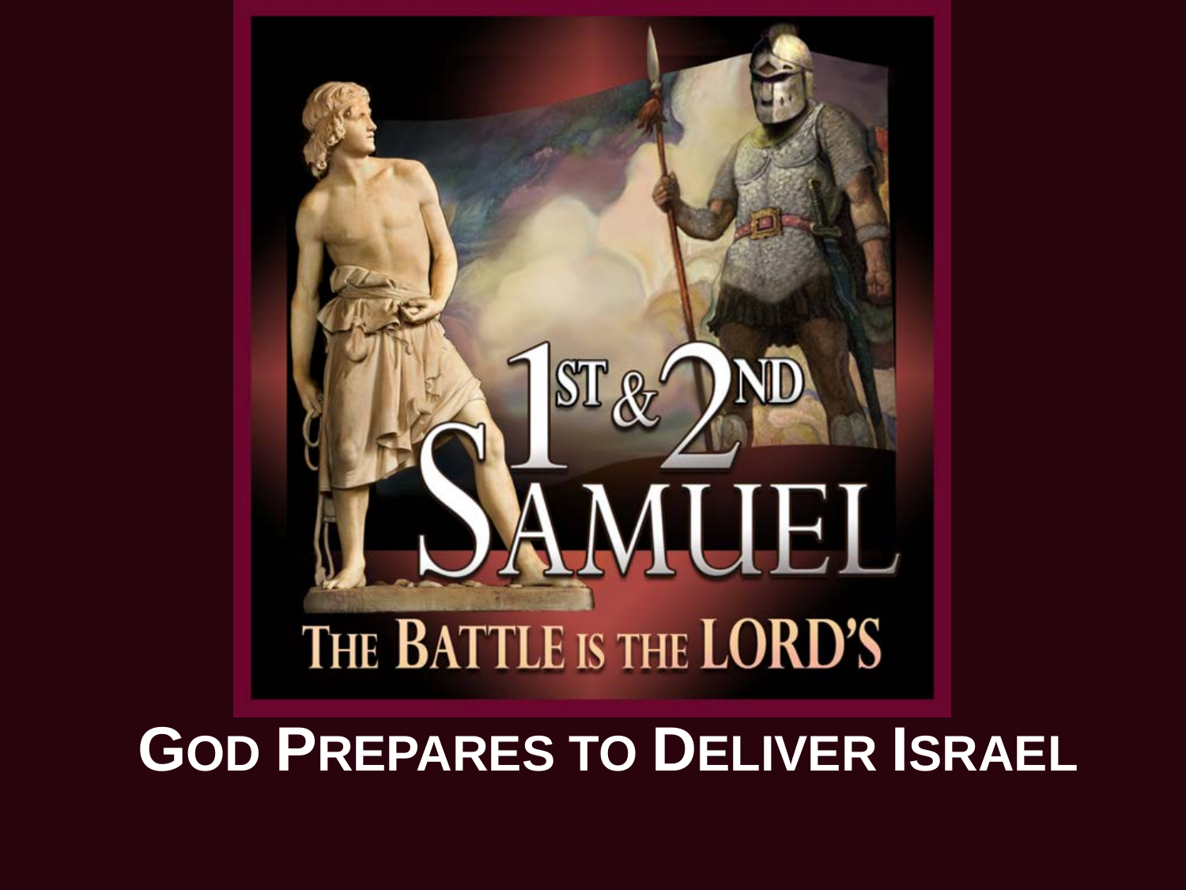# 1ST & 2ND SAMUEL

## THE BATTLE IS THE LORD'S

## GOD PREPARES TO DELIVER ISRAEL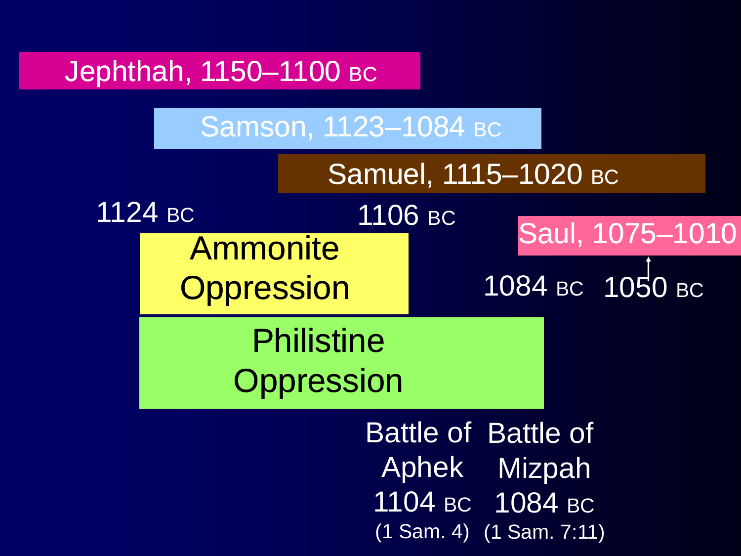Jephthah, 1150–1100 BC

Samson, 1123–1084 BC

Samuel, 1115–1020 BC

1124 BC

1106 BC

Ammonite Oppression

Saul, 1075–1010

1084 BC

1050 BC

Philistine Oppression

Battle of Aphek 1104 BC (1 Sam. 4)

Battle of Mizpah 1084 BC (1 Sam. 7:11)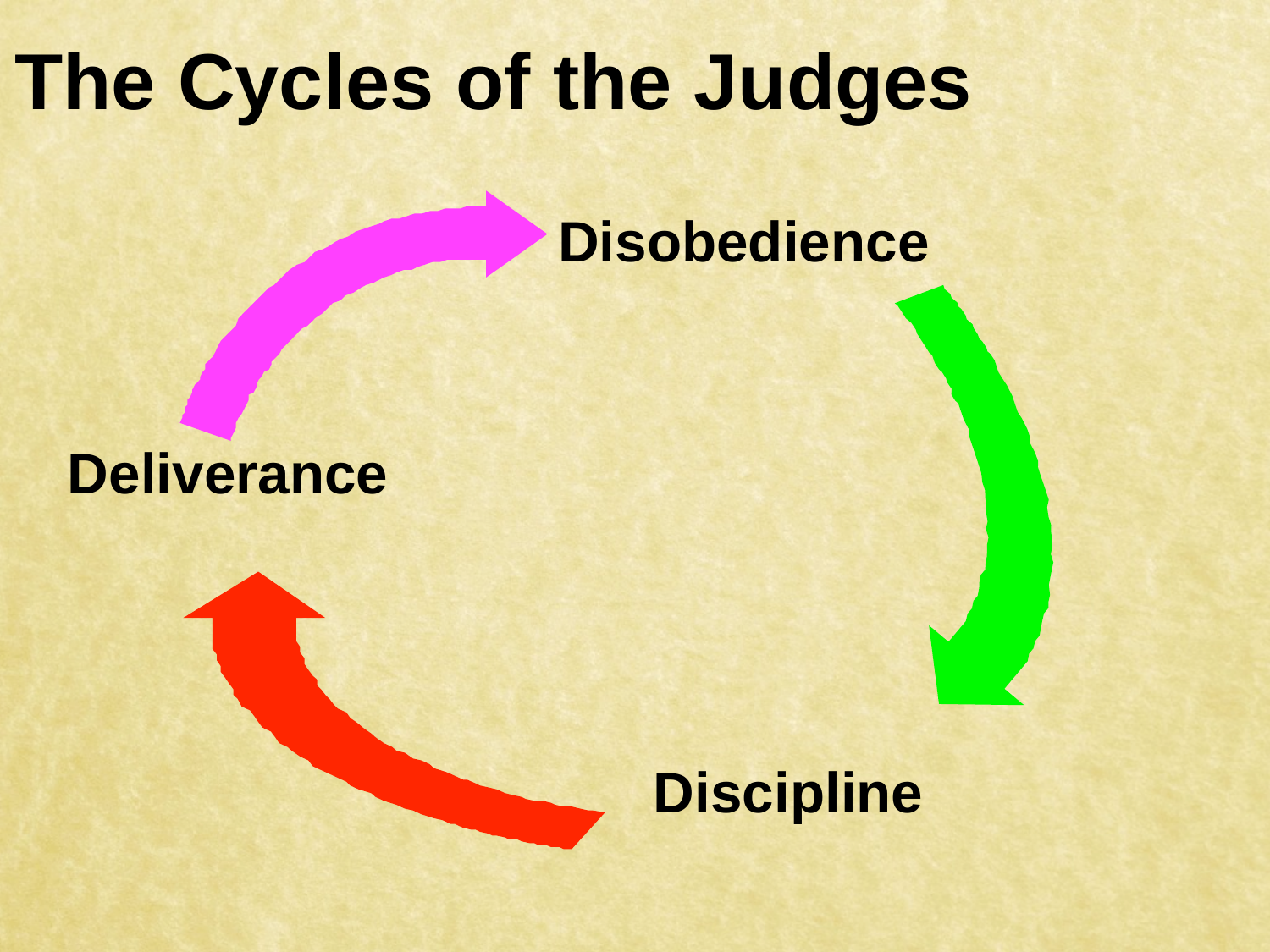# The Cycles of the Judges

Disobedience

Discipline

Deliverance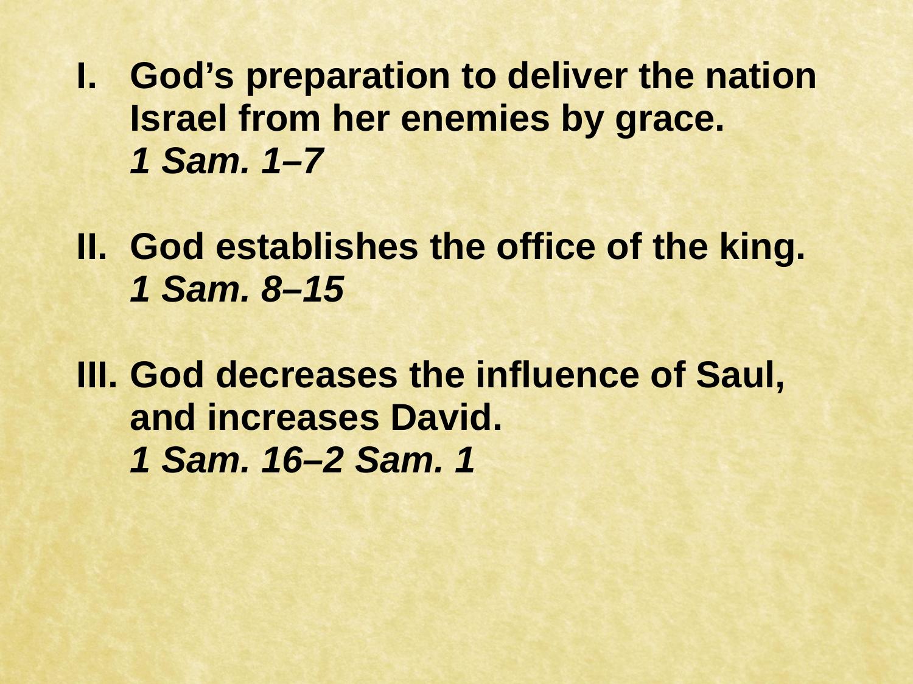I. **God's preparation to deliver the nation Israel from her enemies by grace.**
   ***1 Sam. 1–7***

II. **God establishes the office of the king.**
   ***1 Sam. 8–15***

III. **God decreases the influence of Saul, and increases David.**
   ***1 Sam. 16–2 Sam. 1***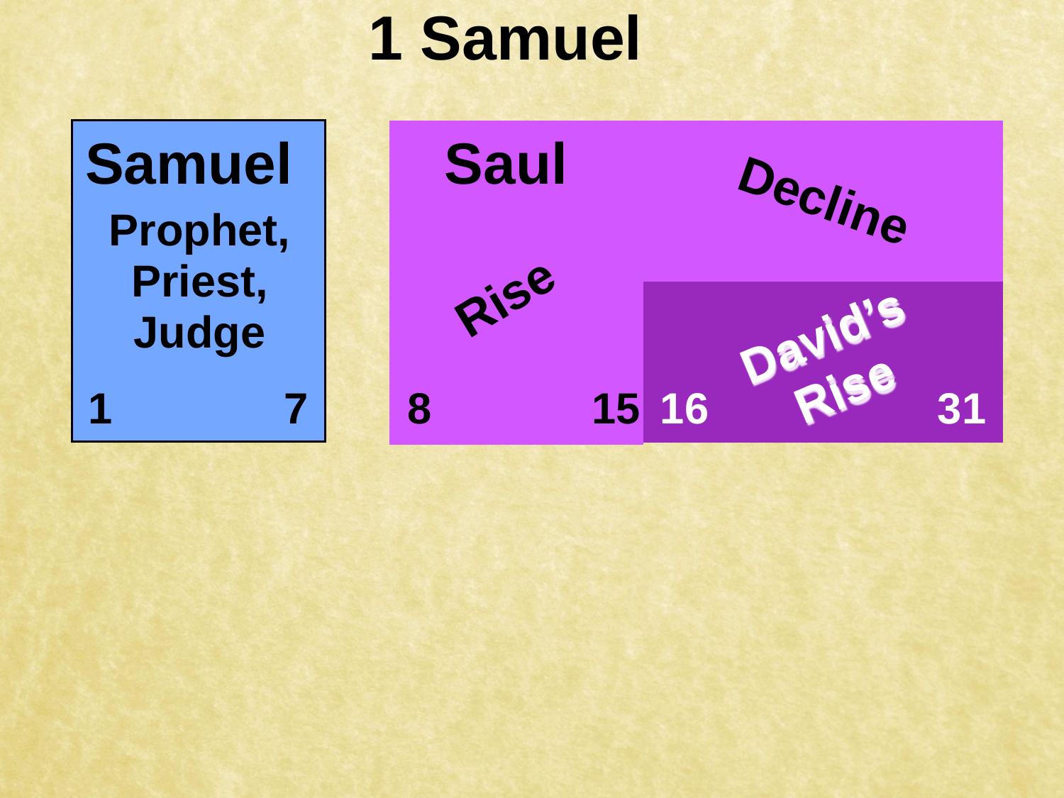# 1 Samuel

**Samuel**

**Prophet, Priest, Judge**

1 – 7

**Saul**

**Rise**

8 – 15

**Decline**

**David's Rise**

16 – 31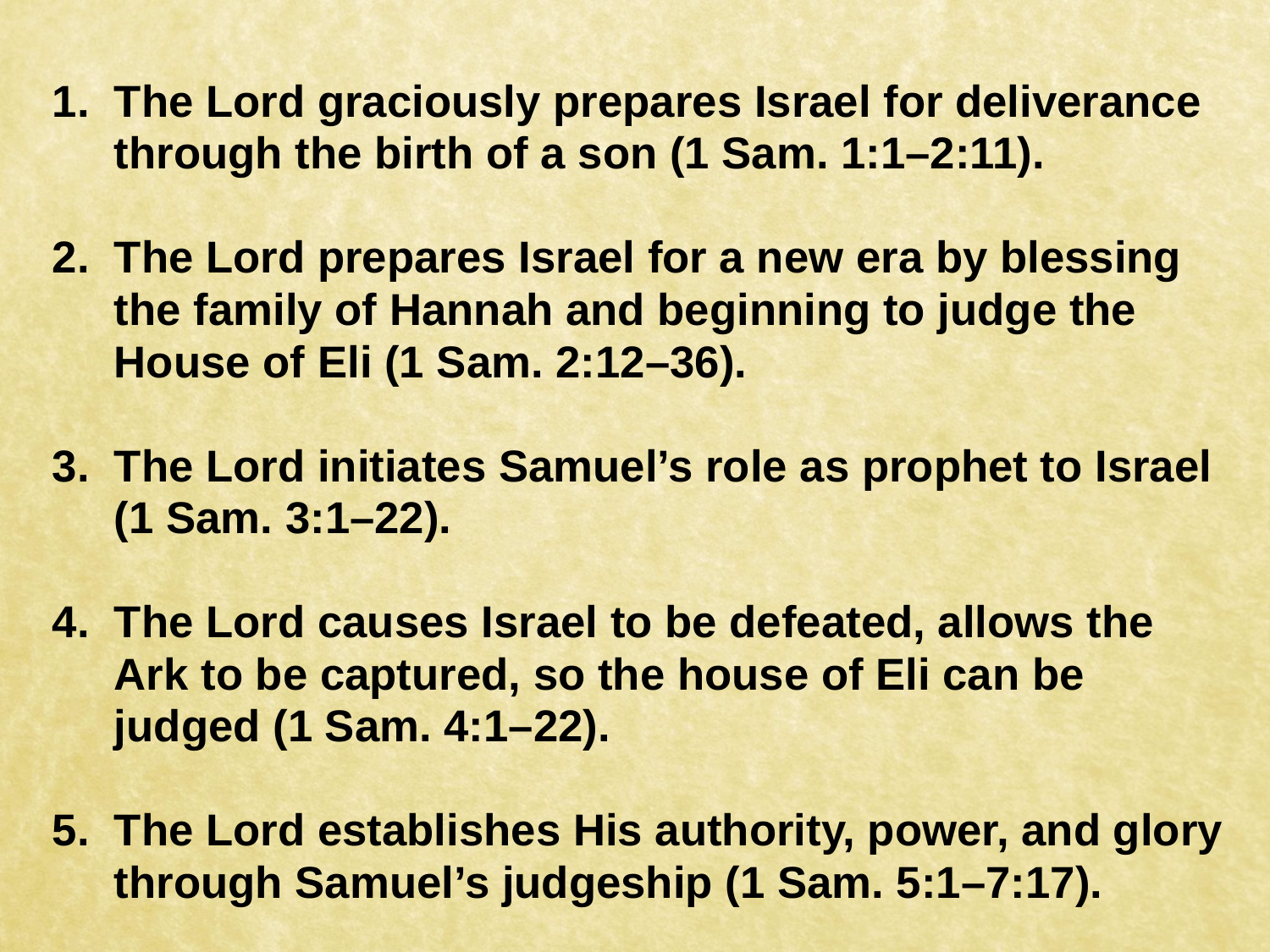1. **The Lord graciously prepares Israel for deliverance through the birth of a son (1 Sam. 1:1–2:11).**

2. **The Lord prepares Israel for a new era by blessing the family of Hannah and beginning to judge the House of Eli (1 Sam. 2:12–36).**

3. **The Lord initiates Samuel's role as prophet to Israel (1 Sam. 3:1–22).**

4. **The Lord causes Israel to be defeated, allows the Ark to be captured, so the house of Eli can be judged (1 Sam. 4:1–22).**

5. **The Lord establishes His authority, power, and glory through Samuel's judgeship (1 Sam. 5:1–7:17).**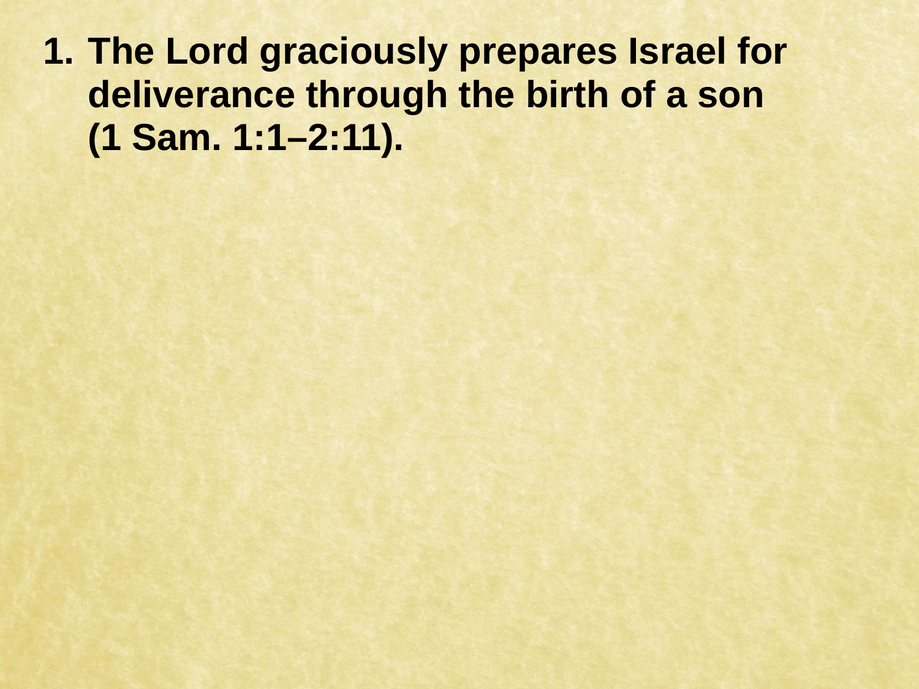1. **The Lord graciously prepares Israel for deliverance through the birth of a son (1 Sam. 1:1–2:11).**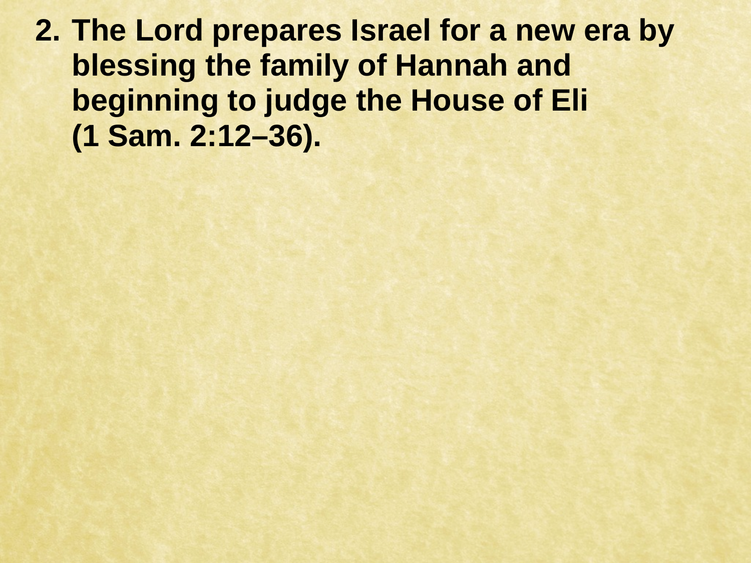2. **The Lord prepares Israel for a new era by blessing the family of Hannah and beginning to judge the House of Eli (1 Sam. 2:12–36).**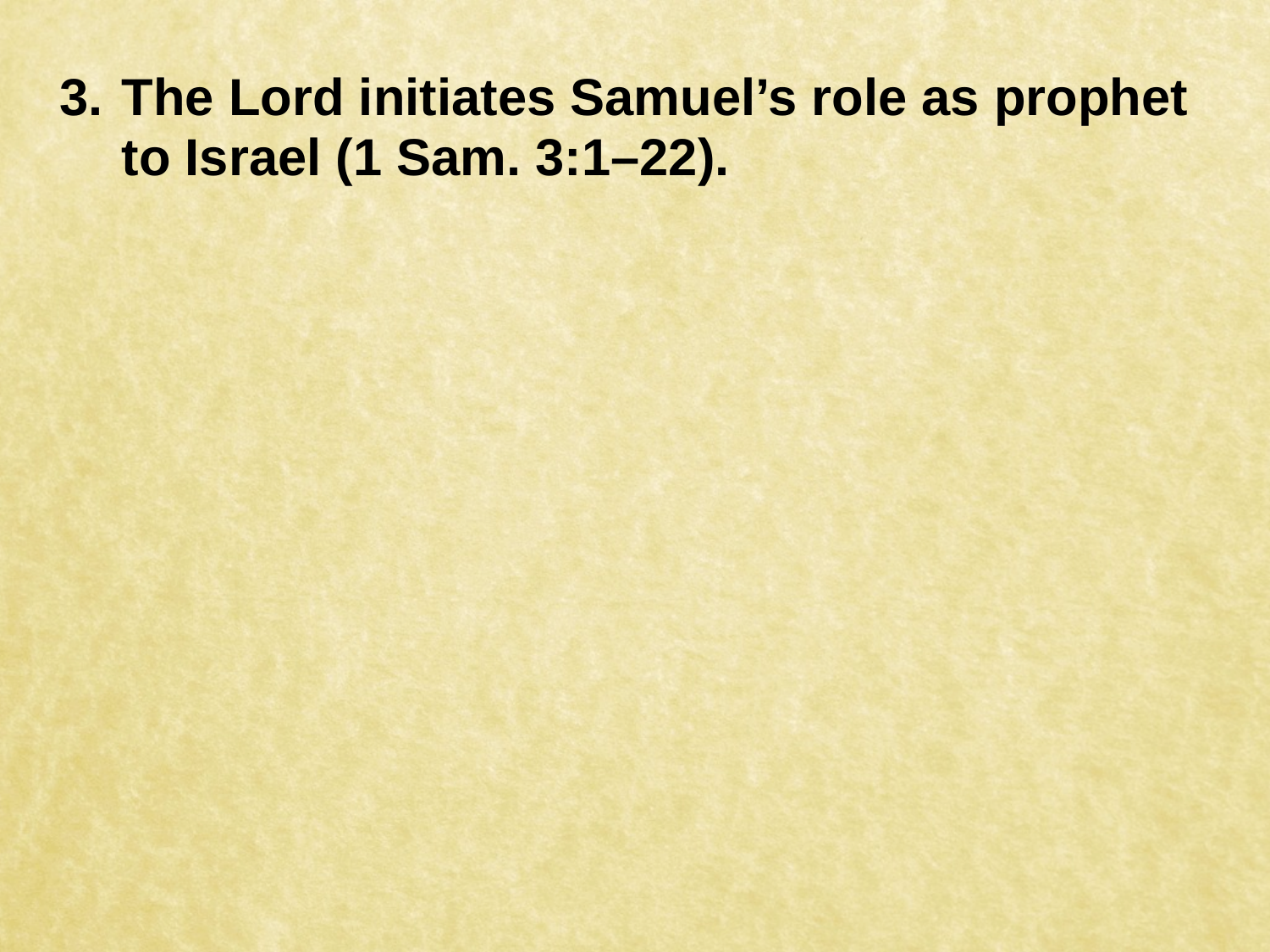3. **The Lord initiates Samuel's role as prophet to Israel (1 Sam. 3:1–22).**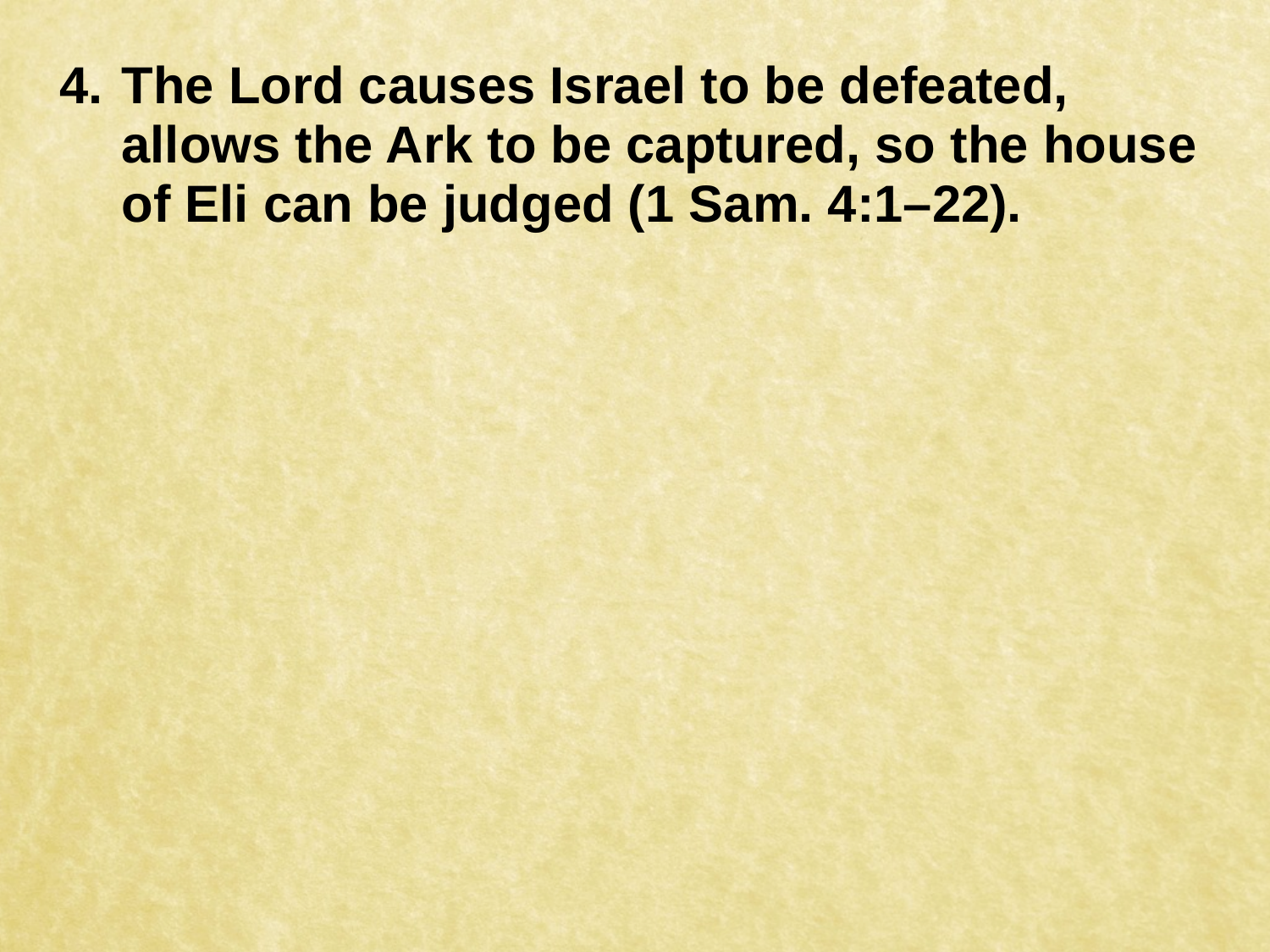4. **The Lord causes Israel to be defeated, allows the Ark to be captured, so the house of Eli can be judged (1 Sam. 4:1–22).**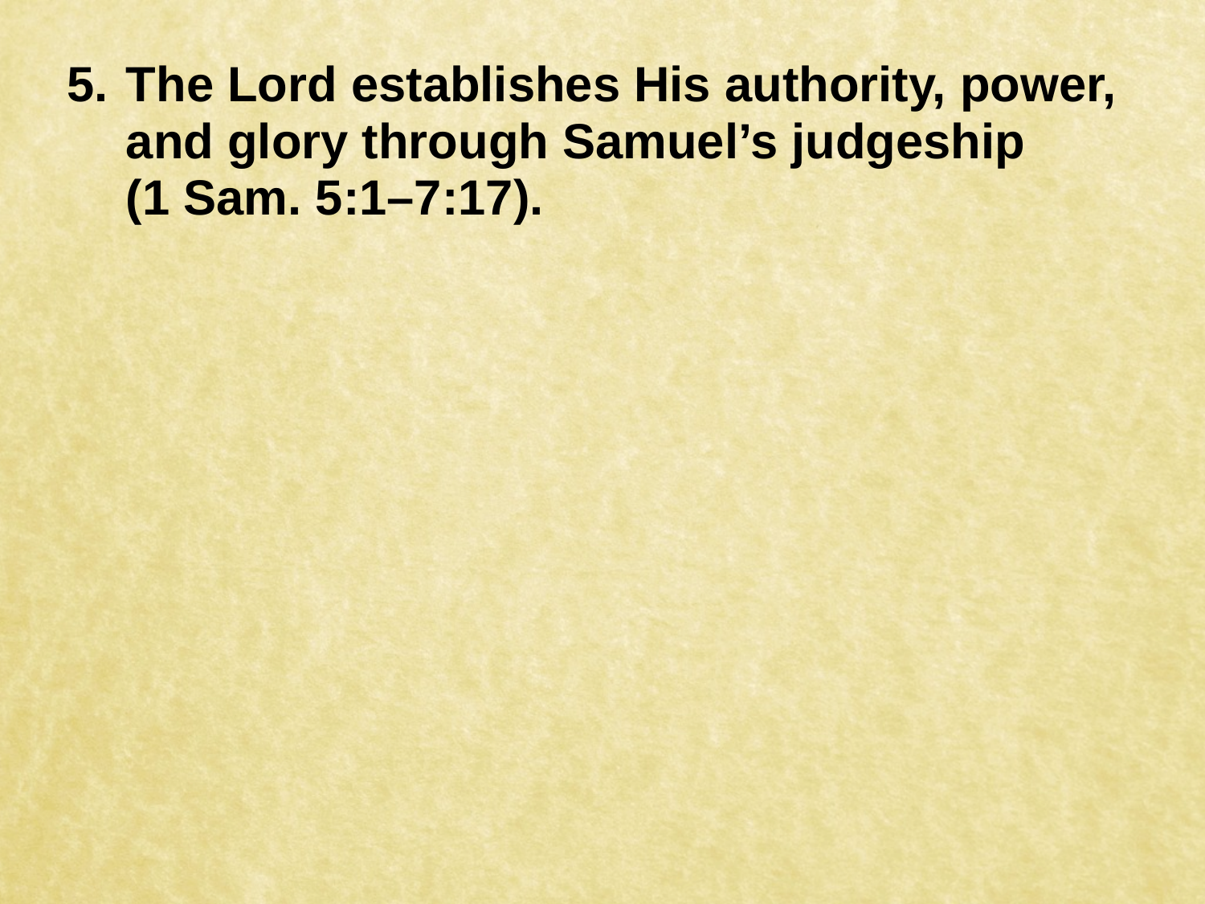5. **The Lord establishes His authority, power, and glory through Samuel's judgeship (1 Sam. 5:1–7:17).**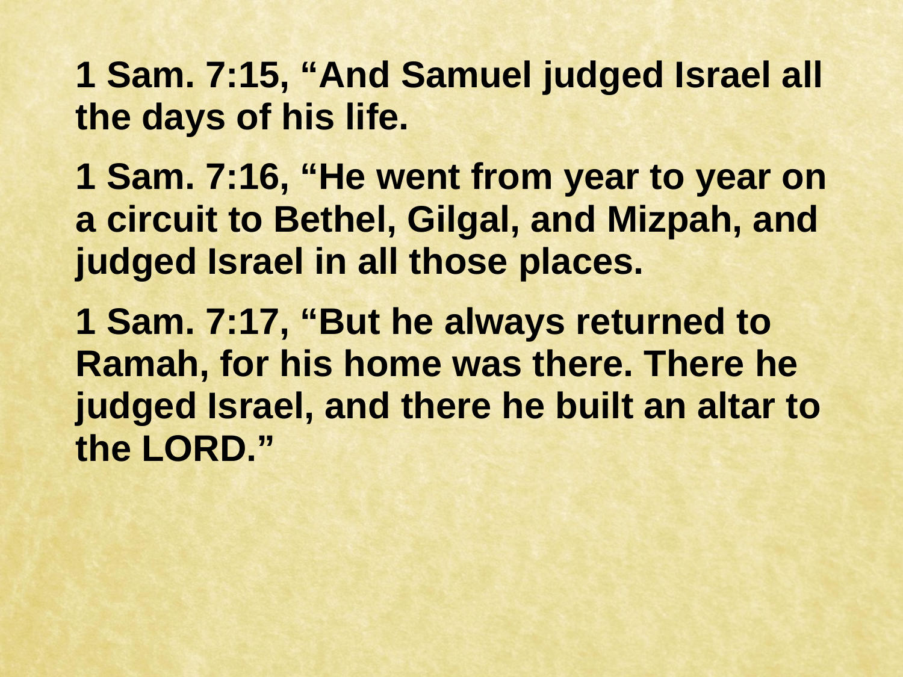**1 Sam. 7:15, "And Samuel judged Israel all the days of his life.**

**1 Sam. 7:16, "He went from year to year on a circuit to Bethel, Gilgal, and Mizpah, and judged Israel in all those places.**

**1 Sam. 7:17, "But he always returned to Ramah, for his home was there. There he judged Israel, and there he built an altar to the LORD."**